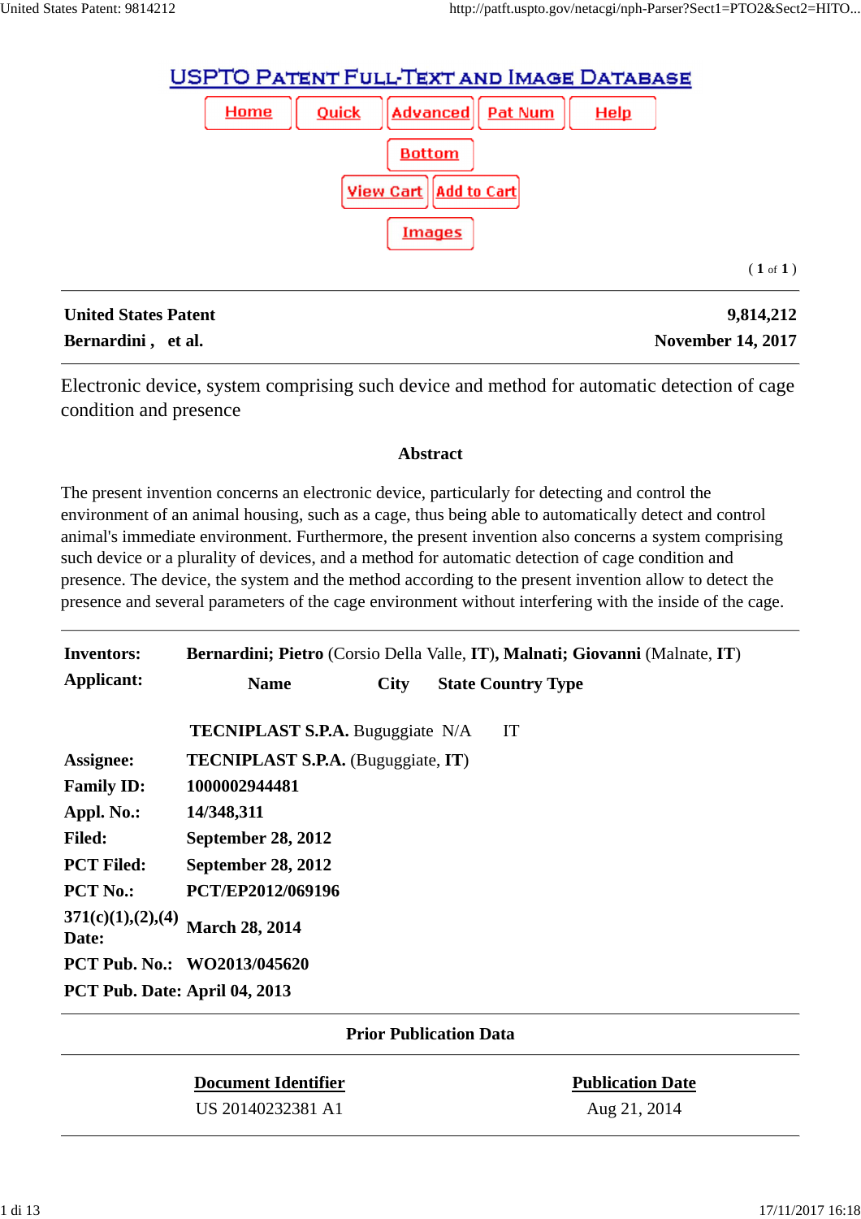# USPTO Patent Full-Text and Image Database

Home | Quick | Advanced | Pat Num | Help

Bottom

View Cart | Add to Cart

Images

( 1 of 1 )

| **United States Patent** | **9,814,212** |
|---|---|
| **Bernardini , et al.** | **November 14, 2017** |

Electronic device, system comprising such device and method for automatic detection of cage condition and presence

### Abstract

The present invention concerns an electronic device, particularly for detecting and control the environment of an animal housing, such as a cage, thus being able to automatically detect and control animal's immediate environment. Furthermore, the present invention also concerns a system comprising such device or a plurality of devices, and a method for automatic detection of cage condition and presence. The device, the system and the method according to the present invention allow to detect the presence and several parameters of the cage environment without interfering with the inside of the cage.

| | |
|---|---|
| **Inventors:** | **Bernardini; Pietro** (Corsio Della Valle, **IT**), **Malnati; Giovanni** (Malnate, **IT**) |
| **Applicant:** | **Name** / **City** / **State** / **Country** / **Type**<br>**TECNIPLAST S.P.A.** / Buguggiate / N/A / IT |
| **Assignee:** | **TECNIPLAST S.P.A.** (Buguggiate, **IT**) |
| **Family ID:** | **1000002944481** |
| **Appl. No.:** | **14/348,311** |
| **Filed:** | **September 28, 2012** |
| **PCT Filed:** | **September 28, 2012** |
| **PCT No.:** | **PCT/EP2012/069196** |
| **371(c)(1),(2),(4) Date:** | **March 28, 2014** |
| **PCT Pub. No.:** | **WO2013/045620** |
| **PCT Pub. Date:** | **April 04, 2013** |

### Prior Publication Data

| Document Identifier | Publication Date |
|---|---|
| US 20140232381 A1 | Aug 21, 2014 |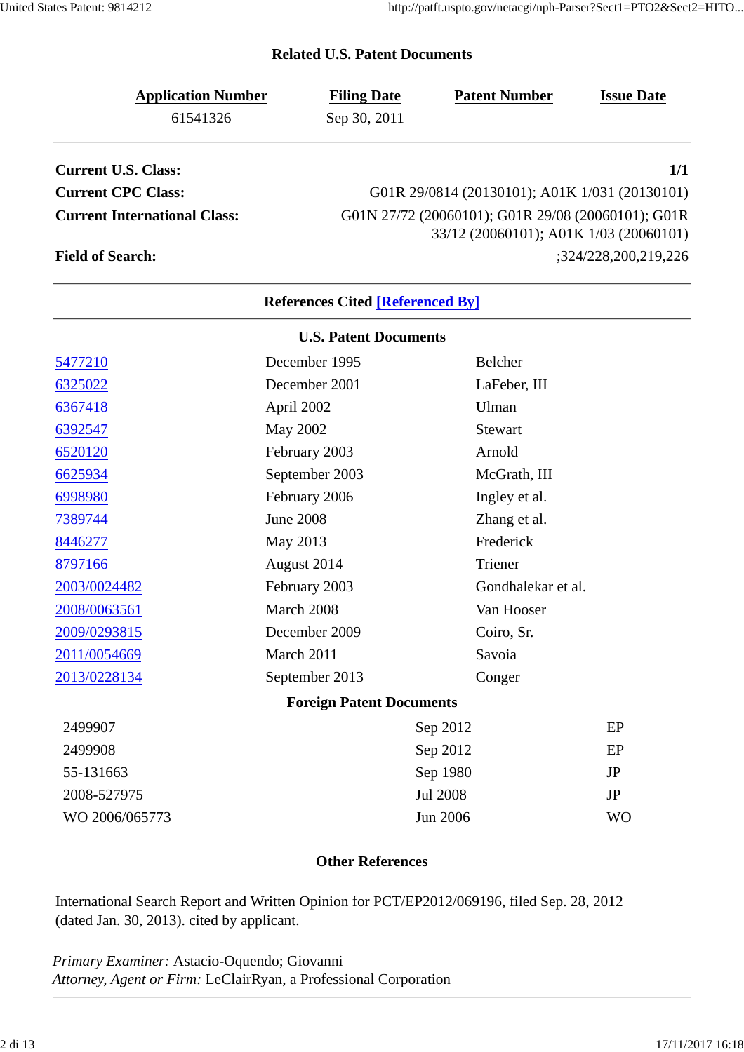## Related U.S. Patent Documents

| Application Number | Filing Date | Patent Number | Issue Date |
|---|---|---|---|
| 61541326 | Sep 30, 2011 | | |

| | |
|---|---|
| **Current U.S. Class:** | **1/1** |
| **Current CPC Class:** | G01R 29/0814 (20130101); A01K 1/031 (20130101) |
| **Current International Class:** | G01N 27/72 (20060101); G01R 29/08 (20060101); G01R 33/12 (20060101); A01K 1/03 (20060101) |
| **Field of Search:** | ;324/228,200,219,226 |

## References Cited [Referenced By]

### U.S. Patent Documents

| | | |
|---|---|---|
| 5477210 | December 1995 | Belcher |
| 6325022 | December 2001 | LaFeber, III |
| 6367418 | April 2002 | Ulman |
| 6392547 | May 2002 | Stewart |
| 6520120 | February 2003 | Arnold |
| 6625934 | September 2003 | McGrath, III |
| 6998980 | February 2006 | Ingley et al. |
| 7389744 | June 2008 | Zhang et al. |
| 8446277 | May 2013 | Frederick |
| 8797166 | August 2014 | Triener |
| 2003/0024482 | February 2003 | Gondhalekar et al. |
| 2008/0063561 | March 2008 | Van Hooser |
| 2009/0293815 | December 2009 | Coiro, Sr. |
| 2011/0054669 | March 2011 | Savoia |
| 2013/0228134 | September 2013 | Conger |

### Foreign Patent Documents

| | | |
|---|---|---|
| 2499907 | Sep 2012 | EP |
| 2499908 | Sep 2012 | EP |
| 55-131663 | Sep 1980 | JP |
| 2008-527975 | Jul 2008 | JP |
| WO 2006/065773 | Jun 2006 | WO |

### Other References

International Search Report and Written Opinion for PCT/EP2012/069196, filed Sep. 28, 2012 (dated Jan. 30, 2013). cited by applicant.

*Primary Examiner:* Astacio-Oquendo; Giovanni
*Attorney, Agent or Firm:* LeClairRyan, a Professional Corporation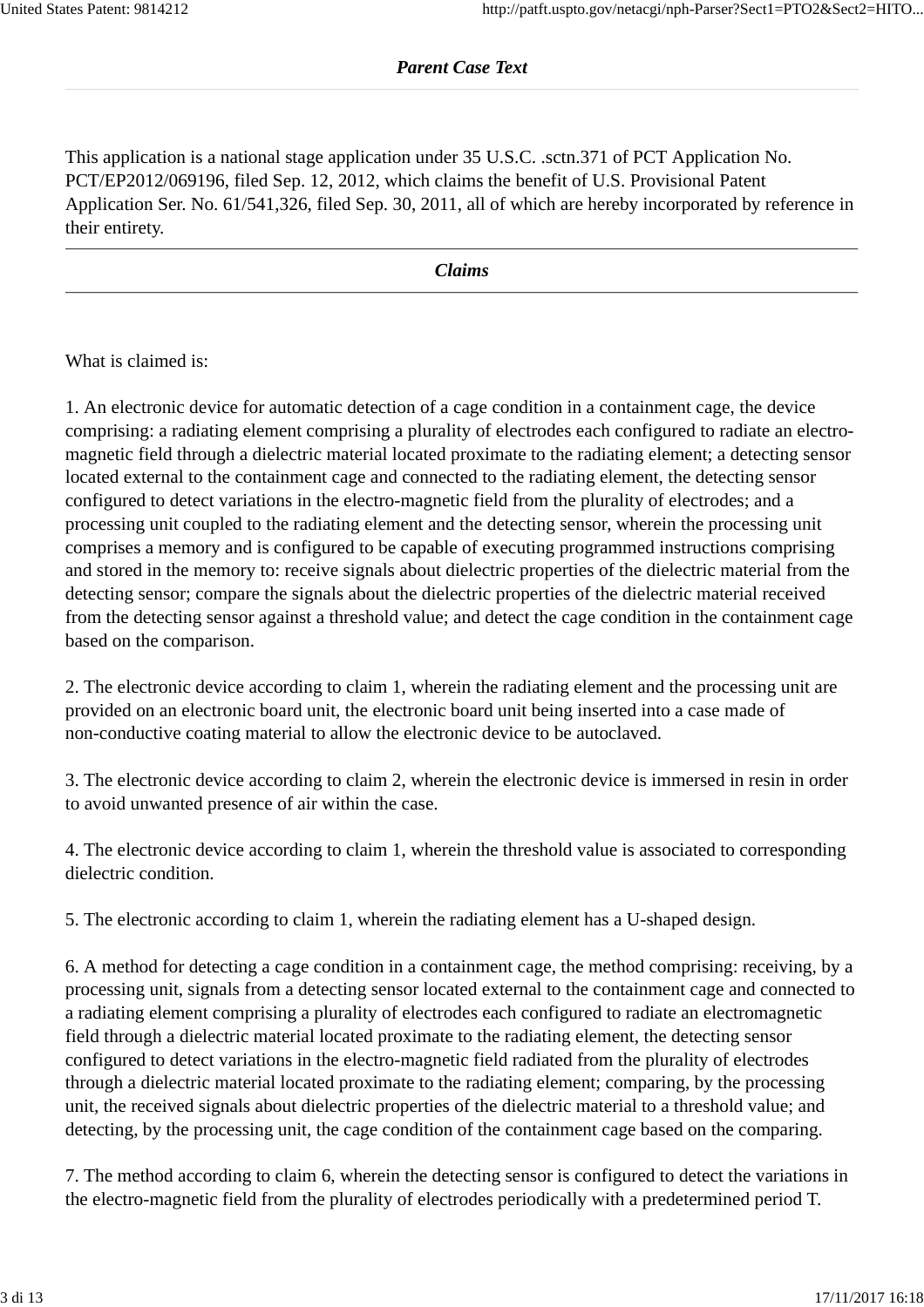## *Parent Case Text*

This application is a national stage application under 35 U.S.C. .sctn.371 of PCT Application No. PCT/EP2012/069196, filed Sep. 12, 2012, which claims the benefit of U.S. Provisional Patent Application Ser. No. 61/541,326, filed Sep. 30, 2011, all of which are hereby incorporated by reference in their entirety.

## *Claims*

What is claimed is:

1. An electronic device for automatic detection of a cage condition in a containment cage, the device comprising: a radiating element comprising a plurality of electrodes each configured to radiate an electro-magnetic field through a dielectric material located proximate to the radiating element; a detecting sensor located external to the containment cage and connected to the radiating element, the detecting sensor configured to detect variations in the electro-magnetic field from the plurality of electrodes; and a processing unit coupled to the radiating element and the detecting sensor, wherein the processing unit comprises a memory and is configured to be capable of executing programmed instructions comprising and stored in the memory to: receive signals about dielectric properties of the dielectric material from the detecting sensor; compare the signals about the dielectric properties of the dielectric material received from the detecting sensor against a threshold value; and detect the cage condition in the containment cage based on the comparison.

2. The electronic device according to claim 1, wherein the radiating element and the processing unit are provided on an electronic board unit, the electronic board unit being inserted into a case made of non-conductive coating material to allow the electronic device to be autoclaved.

3. The electronic device according to claim 2, wherein the electronic device is immersed in resin in order to avoid unwanted presence of air within the case.

4. The electronic device according to claim 1, wherein the threshold value is associated to corresponding dielectric condition.

5. The electronic according to claim 1, wherein the radiating element has a U-shaped design.

6. A method for detecting a cage condition in a containment cage, the method comprising: receiving, by a processing unit, signals from a detecting sensor located external to the containment cage and connected to a radiating element comprising a plurality of electrodes each configured to radiate an electromagnetic field through a dielectric material located proximate to the radiating element, the detecting sensor configured to detect variations in the electro-magnetic field radiated from the plurality of electrodes through a dielectric material located proximate to the radiating element; comparing, by the processing unit, the received signals about dielectric properties of the dielectric material to a threshold value; and detecting, by the processing unit, the cage condition of the containment cage based on the comparing.

7. The method according to claim 6, wherein the detecting sensor is configured to detect the variations in the electro-magnetic field from the plurality of electrodes periodically with a predetermined period T.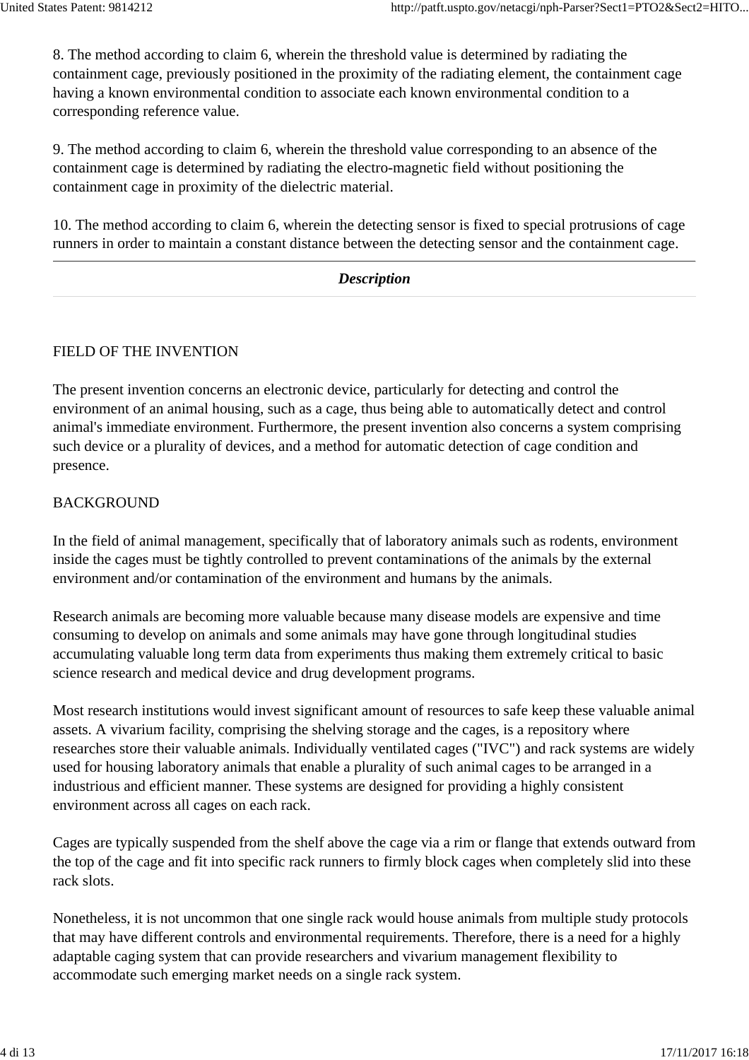8. The method according to claim 6, wherein the threshold value is determined by radiating the containment cage, previously positioned in the proximity of the radiating element, the containment cage having a known environmental condition to associate each known environmental condition to a corresponding reference value.

9. The method according to claim 6, wherein the threshold value corresponding to an absence of the containment cage is determined by radiating the electro-magnetic field without positioning the containment cage in proximity of the dielectric material.

10. The method according to claim 6, wherein the detecting sensor is fixed to special protrusions of cage runners in order to maintain a constant distance between the detecting sensor and the containment cage.

---

## *Description*

### FIELD OF THE INVENTION

The present invention concerns an electronic device, particularly for detecting and control the environment of an animal housing, such as a cage, thus being able to automatically detect and control animal's immediate environment. Furthermore, the present invention also concerns a system comprising such device or a plurality of devices, and a method for automatic detection of cage condition and presence.

### BACKGROUND

In the field of animal management, specifically that of laboratory animals such as rodents, environment inside the cages must be tightly controlled to prevent contaminations of the animals by the external environment and/or contamination of the environment and humans by the animals.

Research animals are becoming more valuable because many disease models are expensive and time consuming to develop on animals and some animals may have gone through longitudinal studies accumulating valuable long term data from experiments thus making them extremely critical to basic science research and medical device and drug development programs.

Most research institutions would invest significant amount of resources to safe keep these valuable animal assets. A vivarium facility, comprising the shelving storage and the cages, is a repository where researches store their valuable animals. Individually ventilated cages ("IVC") and rack systems are widely used for housing laboratory animals that enable a plurality of such animal cages to be arranged in a industrious and efficient manner. These systems are designed for providing a highly consistent environment across all cages on each rack.

Cages are typically suspended from the shelf above the cage via a rim or flange that extends outward from the top of the cage and fit into specific rack runners to firmly block cages when completely slid into these rack slots.

Nonetheless, it is not uncommon that one single rack would house animals from multiple study protocols that may have different controls and environmental requirements. Therefore, there is a need for a highly adaptable caging system that can provide researchers and vivarium management flexibility to accommodate such emerging market needs on a single rack system.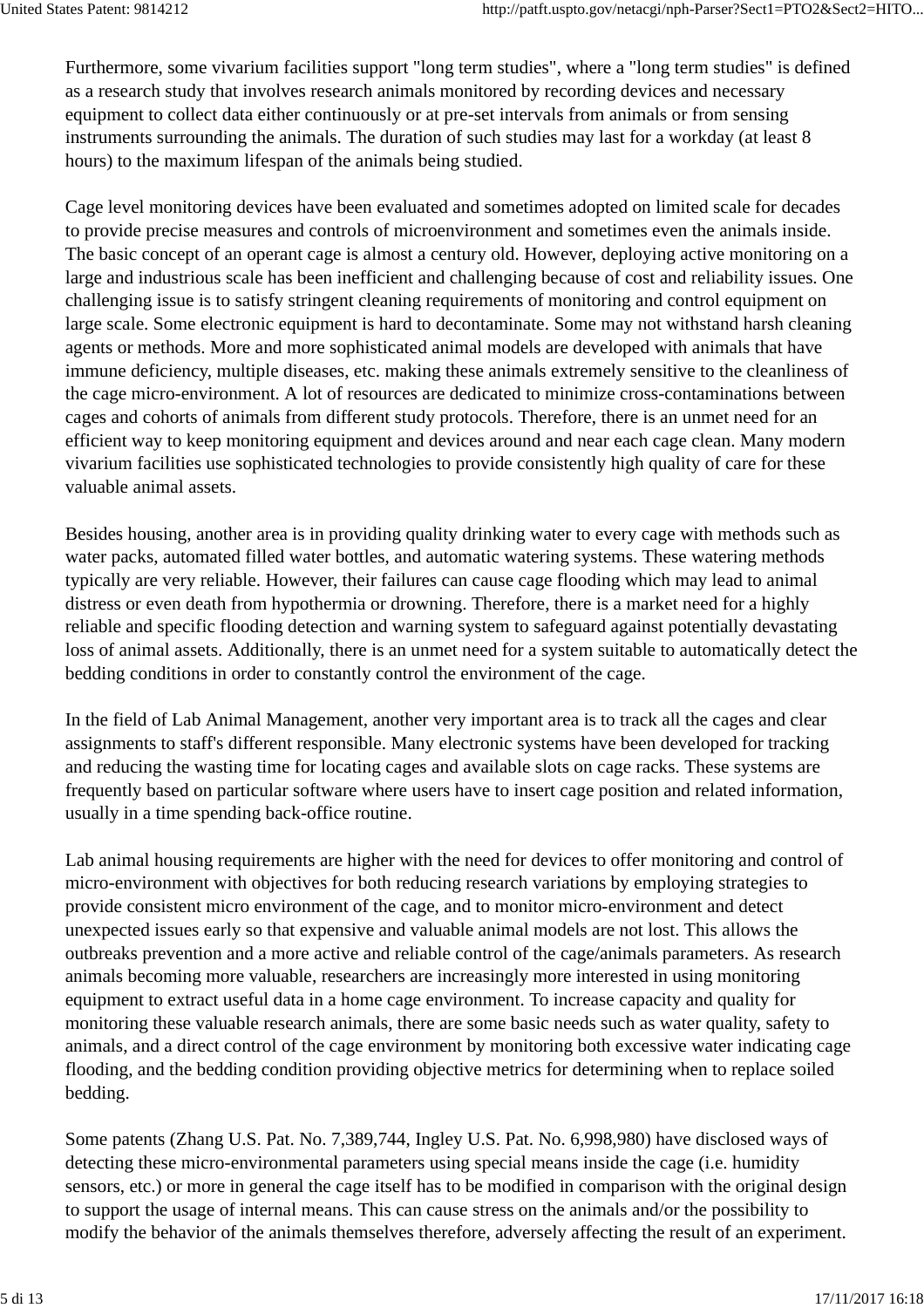Furthermore, some vivarium facilities support "long term studies", where a "long term studies" is defined as a research study that involves research animals monitored by recording devices and necessary equipment to collect data either continuously or at pre-set intervals from animals or from sensing instruments surrounding the animals. The duration of such studies may last for a workday (at least 8 hours) to the maximum lifespan of the animals being studied.

Cage level monitoring devices have been evaluated and sometimes adopted on limited scale for decades to provide precise measures and controls of microenvironment and sometimes even the animals inside. The basic concept of an operant cage is almost a century old. However, deploying active monitoring on a large and industrious scale has been inefficient and challenging because of cost and reliability issues. One challenging issue is to satisfy stringent cleaning requirements of monitoring and control equipment on large scale. Some electronic equipment is hard to decontaminate. Some may not withstand harsh cleaning agents or methods. More and more sophisticated animal models are developed with animals that have immune deficiency, multiple diseases, etc. making these animals extremely sensitive to the cleanliness of the cage micro-environment. A lot of resources are dedicated to minimize cross-contaminations between cages and cohorts of animals from different study protocols. Therefore, there is an unmet need for an efficient way to keep monitoring equipment and devices around and near each cage clean. Many modern vivarium facilities use sophisticated technologies to provide consistently high quality of care for these valuable animal assets.

Besides housing, another area is in providing quality drinking water to every cage with methods such as water packs, automated filled water bottles, and automatic watering systems. These watering methods typically are very reliable. However, their failures can cause cage flooding which may lead to animal distress or even death from hypothermia or drowning. Therefore, there is a market need for a highly reliable and specific flooding detection and warning system to safeguard against potentially devastating loss of animal assets. Additionally, there is an unmet need for a system suitable to automatically detect the bedding conditions in order to constantly control the environment of the cage.

In the field of Lab Animal Management, another very important area is to track all the cages and clear assignments to staff's different responsible. Many electronic systems have been developed for tracking and reducing the wasting time for locating cages and available slots on cage racks. These systems are frequently based on particular software where users have to insert cage position and related information, usually in a time spending back-office routine.

Lab animal housing requirements are higher with the need for devices to offer monitoring and control of micro-environment with objectives for both reducing research variations by employing strategies to provide consistent micro environment of the cage, and to monitor micro-environment and detect unexpected issues early so that expensive and valuable animal models are not lost. This allows the outbreaks prevention and a more active and reliable control of the cage/animals parameters. As research animals becoming more valuable, researchers are increasingly more interested in using monitoring equipment to extract useful data in a home cage environment. To increase capacity and quality for monitoring these valuable research animals, there are some basic needs such as water quality, safety to animals, and a direct control of the cage environment by monitoring both excessive water indicating cage flooding, and the bedding condition providing objective metrics for determining when to replace soiled bedding.

Some patents (Zhang U.S. Pat. No. 7,389,744, Ingley U.S. Pat. No. 6,998,980) have disclosed ways of detecting these micro-environmental parameters using special means inside the cage (i.e. humidity sensors, etc.) or more in general the cage itself has to be modified in comparison with the original design to support the usage of internal means. This can cause stress on the animals and/or the possibility to modify the behavior of the animals themselves therefore, adversely affecting the result of an experiment.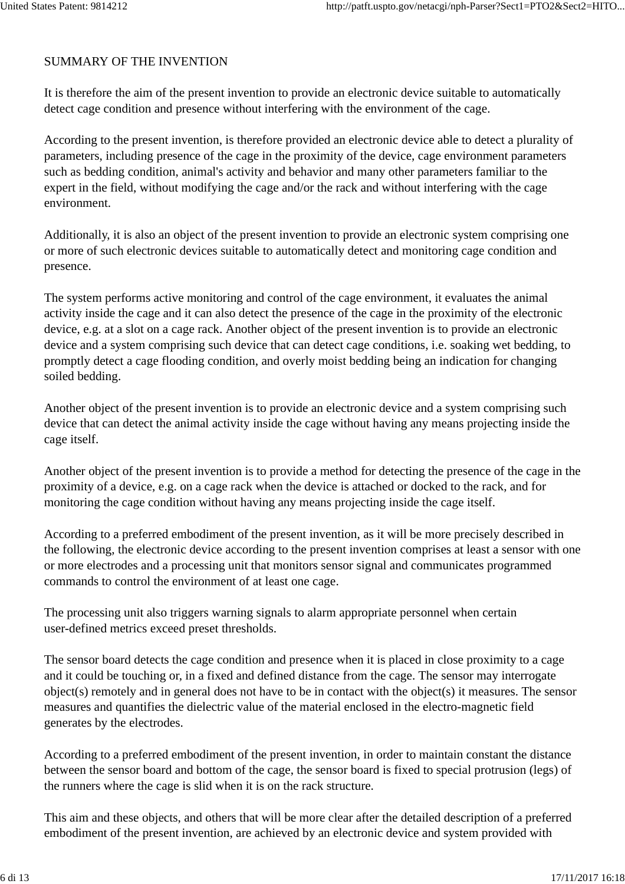## SUMMARY OF THE INVENTION

It is therefore the aim of the present invention to provide an electronic device suitable to automatically detect cage condition and presence without interfering with the environment of the cage.

According to the present invention, is therefore provided an electronic device able to detect a plurality of parameters, including presence of the cage in the proximity of the device, cage environment parameters such as bedding condition, animal's activity and behavior and many other parameters familiar to the expert in the field, without modifying the cage and/or the rack and without interfering with the cage environment.

Additionally, it is also an object of the present invention to provide an electronic system comprising one or more of such electronic devices suitable to automatically detect and monitoring cage condition and presence.

The system performs active monitoring and control of the cage environment, it evaluates the animal activity inside the cage and it can also detect the presence of the cage in the proximity of the electronic device, e.g. at a slot on a cage rack. Another object of the present invention is to provide an electronic device and a system comprising such device that can detect cage conditions, i.e. soaking wet bedding, to promptly detect a cage flooding condition, and overly moist bedding being an indication for changing soiled bedding.

Another object of the present invention is to provide an electronic device and a system comprising such device that can detect the animal activity inside the cage without having any means projecting inside the cage itself.

Another object of the present invention is to provide a method for detecting the presence of the cage in the proximity of a device, e.g. on a cage rack when the device is attached or docked to the rack, and for monitoring the cage condition without having any means projecting inside the cage itself.

According to a preferred embodiment of the present invention, as it will be more precisely described in the following, the electronic device according to the present invention comprises at least a sensor with one or more electrodes and a processing unit that monitors sensor signal and communicates programmed commands to control the environment of at least one cage.

The processing unit also triggers warning signals to alarm appropriate personnel when certain user-defined metrics exceed preset thresholds.

The sensor board detects the cage condition and presence when it is placed in close proximity to a cage and it could be touching or, in a fixed and defined distance from the cage. The sensor may interrogate object(s) remotely and in general does not have to be in contact with the object(s) it measures. The sensor measures and quantifies the dielectric value of the material enclosed in the electro-magnetic field generates by the electrodes.

According to a preferred embodiment of the present invention, in order to maintain constant the distance between the sensor board and bottom of the cage, the sensor board is fixed to special protrusion (legs) of the runners where the cage is slid when it is on the rack structure.

This aim and these objects, and others that will be more clear after the detailed description of a preferred embodiment of the present invention, are achieved by an electronic device and system provided with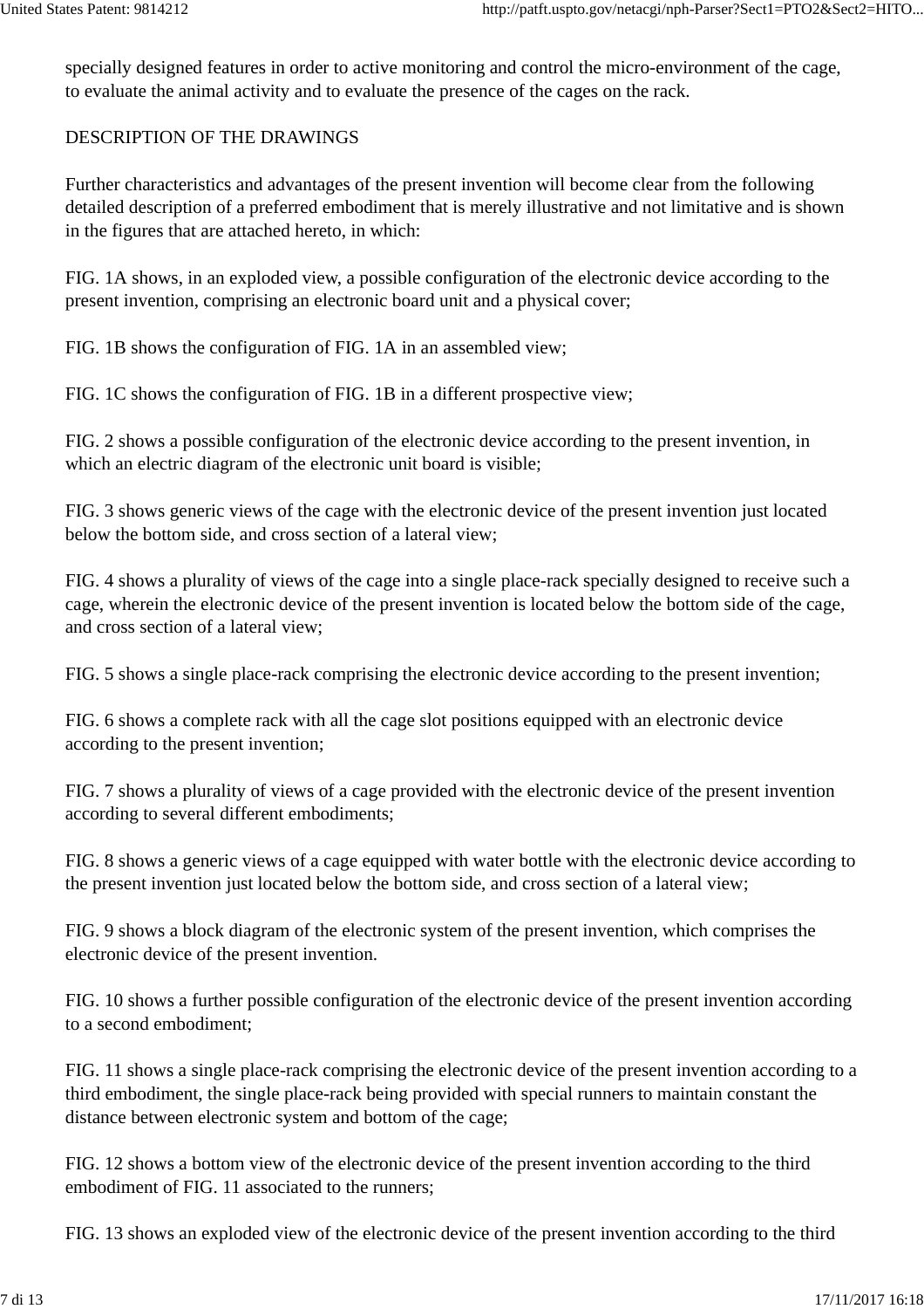specially designed features in order to active monitoring and control the micro-environment of the cage, to evaluate the animal activity and to evaluate the presence of the cages on the rack.

## DESCRIPTION OF THE DRAWINGS

Further characteristics and advantages of the present invention will become clear from the following detailed description of a preferred embodiment that is merely illustrative and not limitative and is shown in the figures that are attached hereto, in which:

FIG. 1A shows, in an exploded view, a possible configuration of the electronic device according to the present invention, comprising an electronic board unit and a physical cover;

FIG. 1B shows the configuration of FIG. 1A in an assembled view;

FIG. 1C shows the configuration of FIG. 1B in a different prospective view;

FIG. 2 shows a possible configuration of the electronic device according to the present invention, in which an electric diagram of the electronic unit board is visible;

FIG. 3 shows generic views of the cage with the electronic device of the present invention just located below the bottom side, and cross section of a lateral view;

FIG. 4 shows a plurality of views of the cage into a single place-rack specially designed to receive such a cage, wherein the electronic device of the present invention is located below the bottom side of the cage, and cross section of a lateral view;

FIG. 5 shows a single place-rack comprising the electronic device according to the present invention;

FIG. 6 shows a complete rack with all the cage slot positions equipped with an electronic device according to the present invention;

FIG. 7 shows a plurality of views of a cage provided with the electronic device of the present invention according to several different embodiments;

FIG. 8 shows a generic views of a cage equipped with water bottle with the electronic device according to the present invention just located below the bottom side, and cross section of a lateral view;

FIG. 9 shows a block diagram of the electronic system of the present invention, which comprises the electronic device of the present invention.

FIG. 10 shows a further possible configuration of the electronic device of the present invention according to a second embodiment;

FIG. 11 shows a single place-rack comprising the electronic device of the present invention according to a third embodiment, the single place-rack being provided with special runners to maintain constant the distance between electronic system and bottom of the cage;

FIG. 12 shows a bottom view of the electronic device of the present invention according to the third embodiment of FIG. 11 associated to the runners;

FIG. 13 shows an exploded view of the electronic device of the present invention according to the third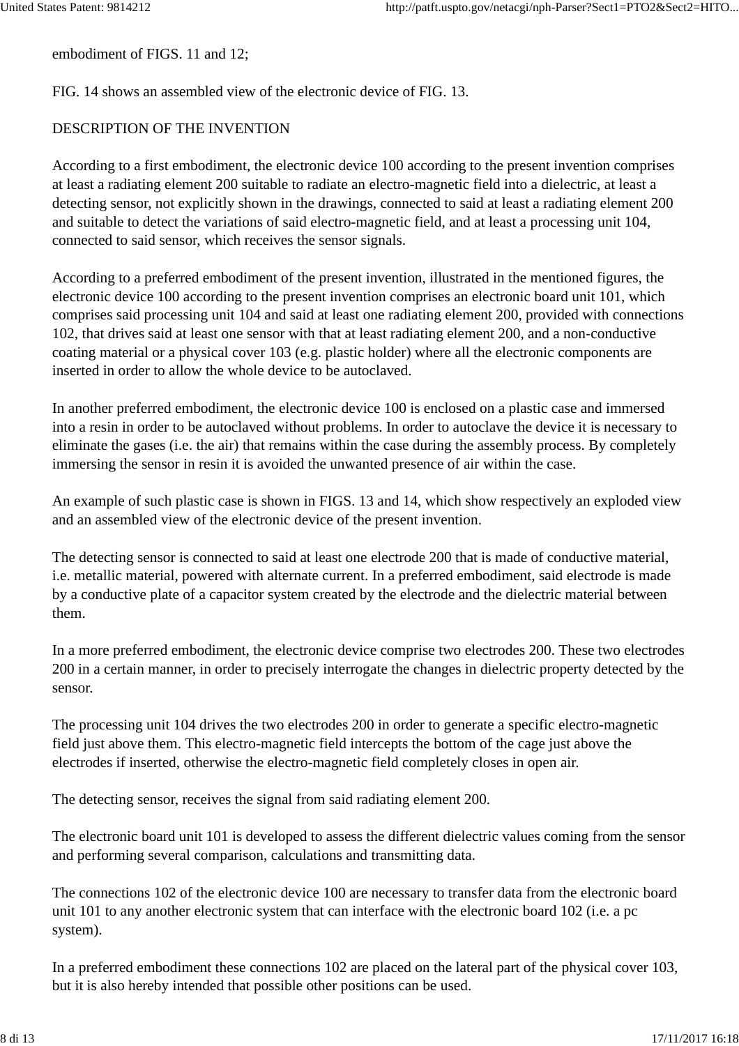embodiment of FIGS. 11 and 12;

FIG. 14 shows an assembled view of the electronic device of FIG. 13.

## DESCRIPTION OF THE INVENTION

According to a first embodiment, the electronic device 100 according to the present invention comprises at least a radiating element 200 suitable to radiate an electro-magnetic field into a dielectric, at least a detecting sensor, not explicitly shown in the drawings, connected to said at least a radiating element 200 and suitable to detect the variations of said electro-magnetic field, and at least a processing unit 104, connected to said sensor, which receives the sensor signals.

According to a preferred embodiment of the present invention, illustrated in the mentioned figures, the electronic device 100 according to the present invention comprises an electronic board unit 101, which comprises said processing unit 104 and said at least one radiating element 200, provided with connections 102, that drives said at least one sensor with that at least radiating element 200, and a non-conductive coating material or a physical cover 103 (e.g. plastic holder) where all the electronic components are inserted in order to allow the whole device to be autoclaved.

In another preferred embodiment, the electronic device 100 is enclosed on a plastic case and immersed into a resin in order to be autoclaved without problems. In order to autoclave the device it is necessary to eliminate the gases (i.e. the air) that remains within the case during the assembly process. By completely immersing the sensor in resin it is avoided the unwanted presence of air within the case.

An example of such plastic case is shown in FIGS. 13 and 14, which show respectively an exploded view and an assembled view of the electronic device of the present invention.

The detecting sensor is connected to said at least one electrode 200 that is made of conductive material, i.e. metallic material, powered with alternate current. In a preferred embodiment, said electrode is made by a conductive plate of a capacitor system created by the electrode and the dielectric material between them.

In a more preferred embodiment, the electronic device comprise two electrodes 200. These two electrodes 200 in a certain manner, in order to precisely interrogate the changes in dielectric property detected by the sensor.

The processing unit 104 drives the two electrodes 200 in order to generate a specific electro-magnetic field just above them. This electro-magnetic field intercepts the bottom of the cage just above the electrodes if inserted, otherwise the electro-magnetic field completely closes in open air.

The detecting sensor, receives the signal from said radiating element 200.

The electronic board unit 101 is developed to assess the different dielectric values coming from the sensor and performing several comparison, calculations and transmitting data.

The connections 102 of the electronic device 100 are necessary to transfer data from the electronic board unit 101 to any another electronic system that can interface with the electronic board 102 (i.e. a pc system).

In a preferred embodiment these connections 102 are placed on the lateral part of the physical cover 103, but it is also hereby intended that possible other positions can be used.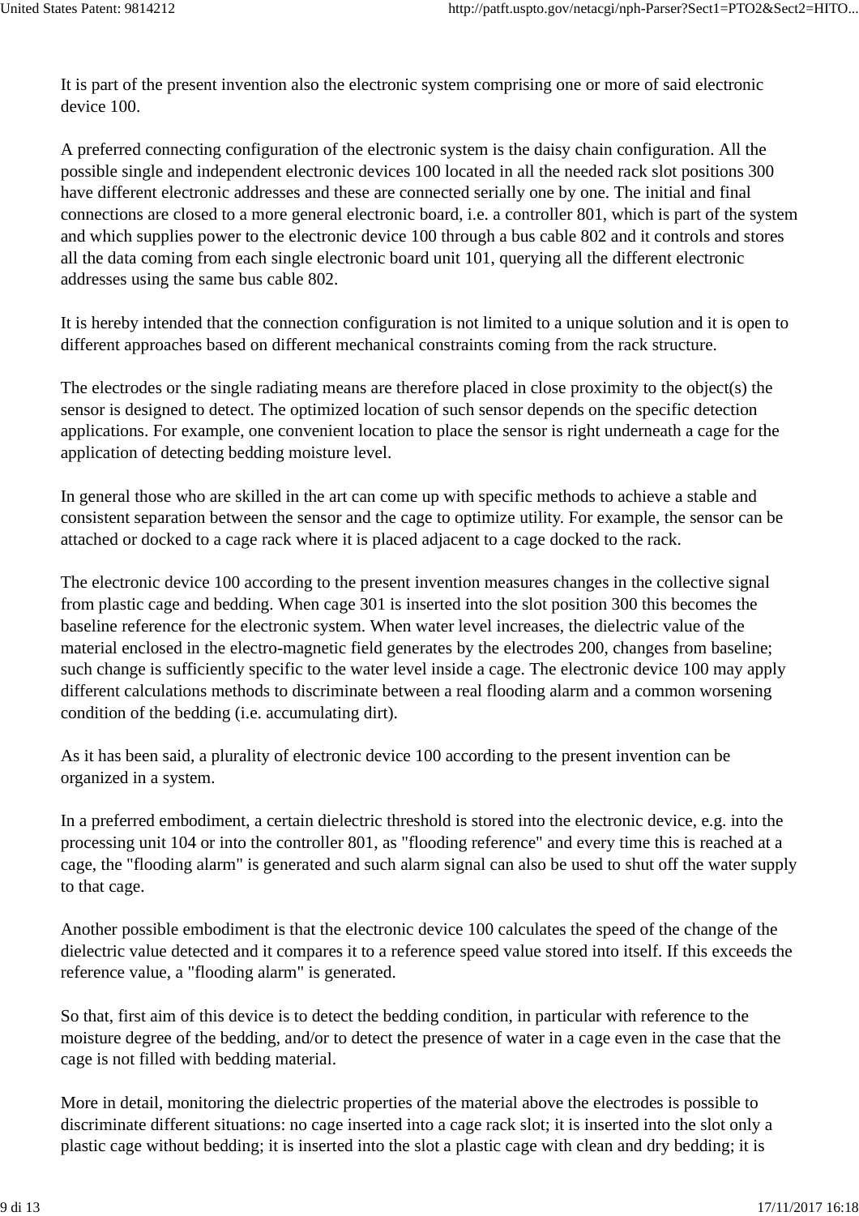It is part of the present invention also the electronic system comprising one or more of said electronic device 100.

A preferred connecting configuration of the electronic system is the daisy chain configuration. All the possible single and independent electronic devices 100 located in all the needed rack slot positions 300 have different electronic addresses and these are connected serially one by one. The initial and final connections are closed to a more general electronic board, i.e. a controller 801, which is part of the system and which supplies power to the electronic device 100 through a bus cable 802 and it controls and stores all the data coming from each single electronic board unit 101, querying all the different electronic addresses using the same bus cable 802.

It is hereby intended that the connection configuration is not limited to a unique solution and it is open to different approaches based on different mechanical constraints coming from the rack structure.

The electrodes or the single radiating means are therefore placed in close proximity to the object(s) the sensor is designed to detect. The optimized location of such sensor depends on the specific detection applications. For example, one convenient location to place the sensor is right underneath a cage for the application of detecting bedding moisture level.

In general those who are skilled in the art can come up with specific methods to achieve a stable and consistent separation between the sensor and the cage to optimize utility. For example, the sensor can be attached or docked to a cage rack where it is placed adjacent to a cage docked to the rack.

The electronic device 100 according to the present invention measures changes in the collective signal from plastic cage and bedding. When cage 301 is inserted into the slot position 300 this becomes the baseline reference for the electronic system. When water level increases, the dielectric value of the material enclosed in the electro-magnetic field generates by the electrodes 200, changes from baseline; such change is sufficiently specific to the water level inside a cage. The electronic device 100 may apply different calculations methods to discriminate between a real flooding alarm and a common worsening condition of the bedding (i.e. accumulating dirt).

As it has been said, a plurality of electronic device 100 according to the present invention can be organized in a system.

In a preferred embodiment, a certain dielectric threshold is stored into the electronic device, e.g. into the processing unit 104 or into the controller 801, as "flooding reference" and every time this is reached at a cage, the "flooding alarm" is generated and such alarm signal can also be used to shut off the water supply to that cage.

Another possible embodiment is that the electronic device 100 calculates the speed of the change of the dielectric value detected and it compares it to a reference speed value stored into itself. If this exceeds the reference value, a "flooding alarm" is generated.

So that, first aim of this device is to detect the bedding condition, in particular with reference to the moisture degree of the bedding, and/or to detect the presence of water in a cage even in the case that the cage is not filled with bedding material.

More in detail, monitoring the dielectric properties of the material above the electrodes is possible to discriminate different situations: no cage inserted into a cage rack slot; it is inserted into the slot only a plastic cage without bedding; it is inserted into the slot a plastic cage with clean and dry bedding; it is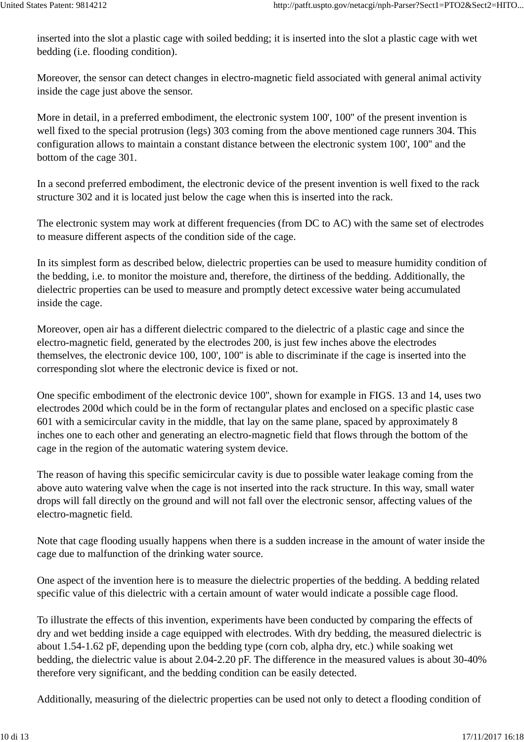inserted into the slot a plastic cage with soiled bedding; it is inserted into the slot a plastic cage with wet bedding (i.e. flooding condition).

Moreover, the sensor can detect changes in electro-magnetic field associated with general animal activity inside the cage just above the sensor.

More in detail, in a preferred embodiment, the electronic system 100', 100" of the present invention is well fixed to the special protrusion (legs) 303 coming from the above mentioned cage runners 304. This configuration allows to maintain a constant distance between the electronic system 100', 100" and the bottom of the cage 301.

In a second preferred embodiment, the electronic device of the present invention is well fixed to the rack structure 302 and it is located just below the cage when this is inserted into the rack.

The electronic system may work at different frequencies (from DC to AC) with the same set of electrodes to measure different aspects of the condition side of the cage.

In its simplest form as described below, dielectric properties can be used to measure humidity condition of the bedding, i.e. to monitor the moisture and, therefore, the dirtiness of the bedding. Additionally, the dielectric properties can be used to measure and promptly detect excessive water being accumulated inside the cage.

Moreover, open air has a different dielectric compared to the dielectric of a plastic cage and since the electro-magnetic field, generated by the electrodes 200, is just few inches above the electrodes themselves, the electronic device 100, 100', 100" is able to discriminate if the cage is inserted into the corresponding slot where the electronic device is fixed or not.

One specific embodiment of the electronic device 100", shown for example in FIGS. 13 and 14, uses two electrodes 200d which could be in the form of rectangular plates and enclosed on a specific plastic case 601 with a semicircular cavity in the middle, that lay on the same plane, spaced by approximately 8 inches one to each other and generating an electro-magnetic field that flows through the bottom of the cage in the region of the automatic watering system device.

The reason of having this specific semicircular cavity is due to possible water leakage coming from the above auto watering valve when the cage is not inserted into the rack structure. In this way, small water drops will fall directly on the ground and will not fall over the electronic sensor, affecting values of the electro-magnetic field.

Note that cage flooding usually happens when there is a sudden increase in the amount of water inside the cage due to malfunction of the drinking water source.

One aspect of the invention here is to measure the dielectric properties of the bedding. A bedding related specific value of this dielectric with a certain amount of water would indicate a possible cage flood.

To illustrate the effects of this invention, experiments have been conducted by comparing the effects of dry and wet bedding inside a cage equipped with electrodes. With dry bedding, the measured dielectric is about 1.54-1.62 pF, depending upon the bedding type (corn cob, alpha dry, etc.) while soaking wet bedding, the dielectric value is about 2.04-2.20 pF. The difference in the measured values is about 30-40% therefore very significant, and the bedding condition can be easily detected.

Additionally, measuring of the dielectric properties can be used not only to detect a flooding condition of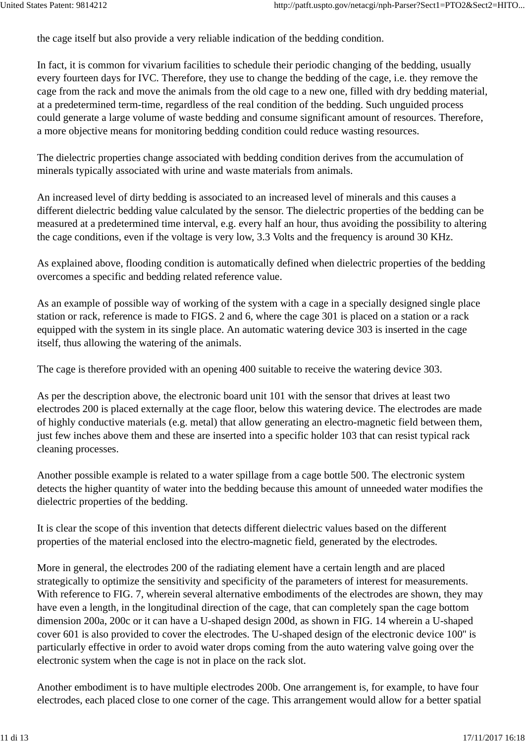the cage itself but also provide a very reliable indication of the bedding condition.

In fact, it is common for vivarium facilities to schedule their periodic changing of the bedding, usually every fourteen days for IVC. Therefore, they use to change the bedding of the cage, i.e. they remove the cage from the rack and move the animals from the old cage to a new one, filled with dry bedding material, at a predetermined term-time, regardless of the real condition of the bedding. Such unguided process could generate a large volume of waste bedding and consume significant amount of resources. Therefore, a more objective means for monitoring bedding condition could reduce wasting resources.

The dielectric properties change associated with bedding condition derives from the accumulation of minerals typically associated with urine and waste materials from animals.

An increased level of dirty bedding is associated to an increased level of minerals and this causes a different dielectric bedding value calculated by the sensor. The dielectric properties of the bedding can be measured at a predetermined time interval, e.g. every half an hour, thus avoiding the possibility to altering the cage conditions, even if the voltage is very low, 3.3 Volts and the frequency is around 30 KHz.

As explained above, flooding condition is automatically defined when dielectric properties of the bedding overcomes a specific and bedding related reference value.

As an example of possible way of working of the system with a cage in a specially designed single place station or rack, reference is made to FIGS. 2 and 6, where the cage 301 is placed on a station or a rack equipped with the system in its single place. An automatic watering device 303 is inserted in the cage itself, thus allowing the watering of the animals.

The cage is therefore provided with an opening 400 suitable to receive the watering device 303.

As per the description above, the electronic board unit 101 with the sensor that drives at least two electrodes 200 is placed externally at the cage floor, below this watering device. The electrodes are made of highly conductive materials (e.g. metal) that allow generating an electro-magnetic field between them, just few inches above them and these are inserted into a specific holder 103 that can resist typical rack cleaning processes.

Another possible example is related to a water spillage from a cage bottle 500. The electronic system detects the higher quantity of water into the bedding because this amount of unneeded water modifies the dielectric properties of the bedding.

It is clear the scope of this invention that detects different dielectric values based on the different properties of the material enclosed into the electro-magnetic field, generated by the electrodes.

More in general, the electrodes 200 of the radiating element have a certain length and are placed strategically to optimize the sensitivity and specificity of the parameters of interest for measurements. With reference to FIG. 7, wherein several alternative embodiments of the electrodes are shown, they may have even a length, in the longitudinal direction of the cage, that can completely span the cage bottom dimension 200a, 200c or it can have a U-shaped design 200d, as shown in FIG. 14 wherein a U-shaped cover 601 is also provided to cover the electrodes. The U-shaped design of the electronic device 100" is particularly effective in order to avoid water drops coming from the auto watering valve going over the electronic system when the cage is not in place on the rack slot.

Another embodiment is to have multiple electrodes 200b. One arrangement is, for example, to have four electrodes, each placed close to one corner of the cage. This arrangement would allow for a better spatial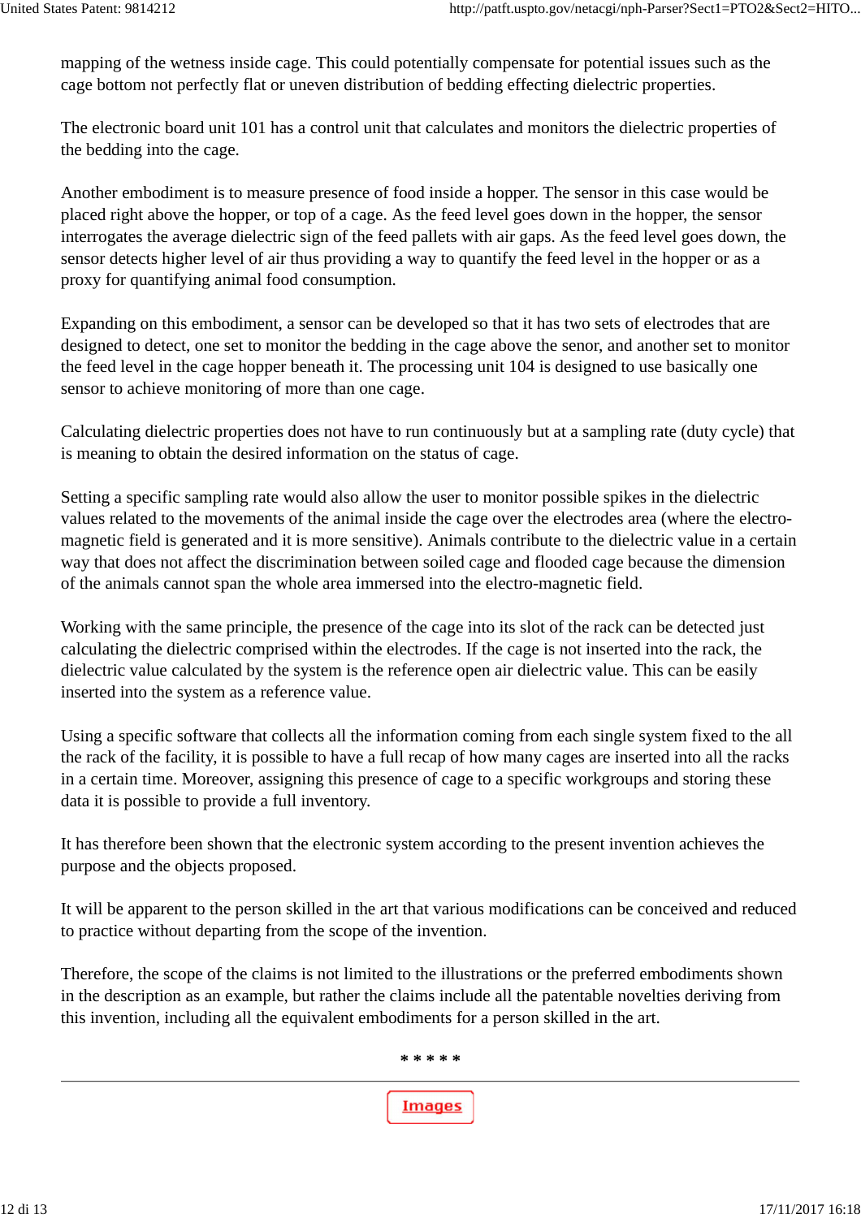mapping of the wetness inside cage. This could potentially compensate for potential issues such as the cage bottom not perfectly flat or uneven distribution of bedding effecting dielectric properties.

The electronic board unit 101 has a control unit that calculates and monitors the dielectric properties of the bedding into the cage.

Another embodiment is to measure presence of food inside a hopper. The sensor in this case would be placed right above the hopper, or top of a cage. As the feed level goes down in the hopper, the sensor interrogates the average dielectric sign of the feed pallets with air gaps. As the feed level goes down, the sensor detects higher level of air thus providing a way to quantify the feed level in the hopper or as a proxy for quantifying animal food consumption.

Expanding on this embodiment, a sensor can be developed so that it has two sets of electrodes that are designed to detect, one set to monitor the bedding in the cage above the senor, and another set to monitor the feed level in the cage hopper beneath it. The processing unit 104 is designed to use basically one sensor to achieve monitoring of more than one cage.

Calculating dielectric properties does not have to run continuously but at a sampling rate (duty cycle) that is meaning to obtain the desired information on the status of cage.

Setting a specific sampling rate would also allow the user to monitor possible spikes in the dielectric values related to the movements of the animal inside the cage over the electrodes area (where the electro-magnetic field is generated and it is more sensitive). Animals contribute to the dielectric value in a certain way that does not affect the discrimination between soiled cage and flooded cage because the dimension of the animals cannot span the whole area immersed into the electro-magnetic field.

Working with the same principle, the presence of the cage into its slot of the rack can be detected just calculating the dielectric comprised within the electrodes. If the cage is not inserted into the rack, the dielectric value calculated by the system is the reference open air dielectric value. This can be easily inserted into the system as a reference value.

Using a specific software that collects all the information coming from each single system fixed to the all the rack of the facility, it is possible to have a full recap of how many cages are inserted into all the racks in a certain time. Moreover, assigning this presence of cage to a specific workgroups and storing these data it is possible to provide a full inventory.

It has therefore been shown that the electronic system according to the present invention achieves the purpose and the objects proposed.

It will be apparent to the person skilled in the art that various modifications can be conceived and reduced to practice without departing from the scope of the invention.

Therefore, the scope of the claims is not limited to the illustrations or the preferred embodiments shown in the description as an example, but rather the claims include all the patentable novelties deriving from this invention, including all the equivalent embodiments for a person skilled in the art.

* * * * *

Images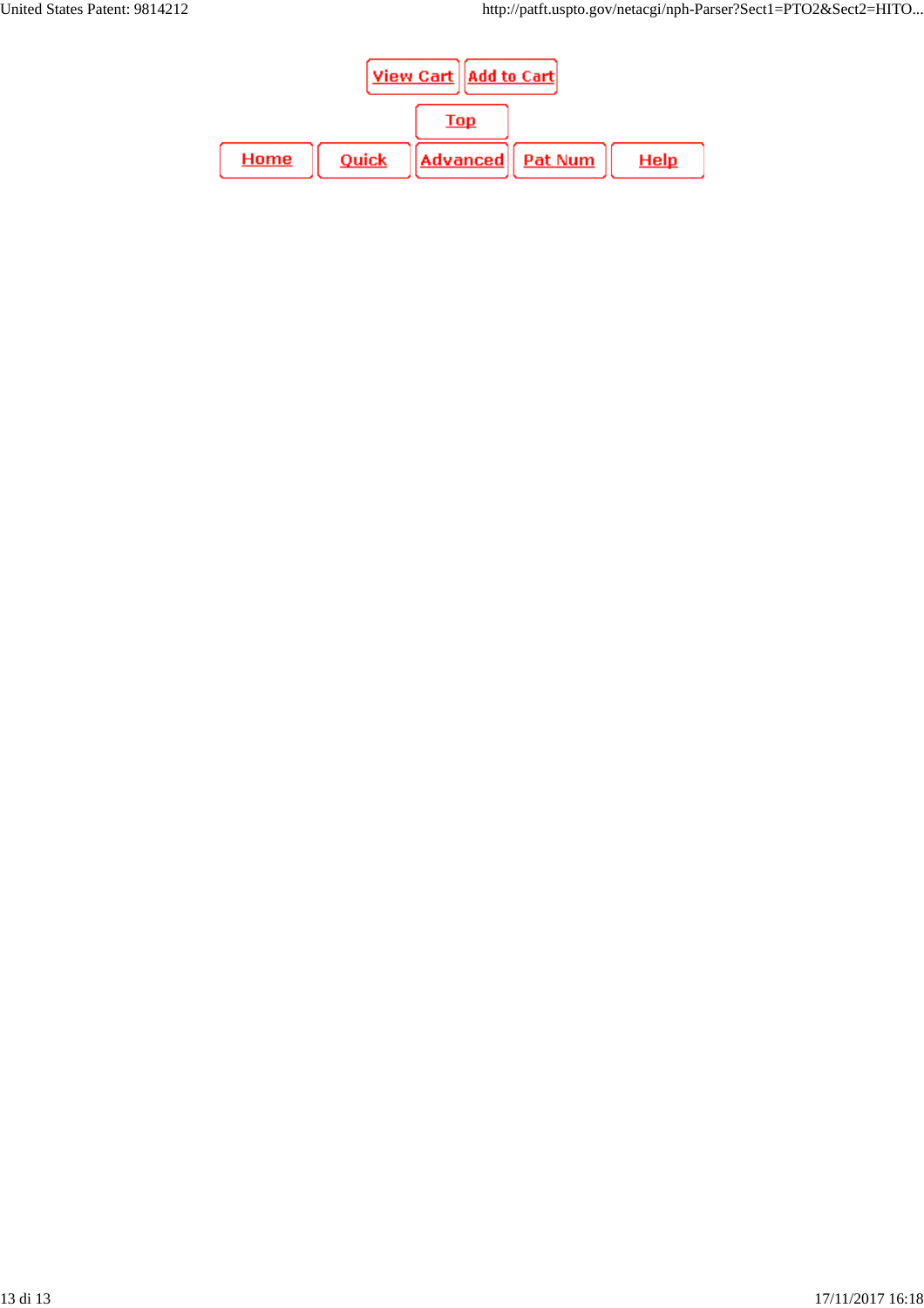View Cart | Add to Cart

Top

Home | Quick | Advanced | Pat Num | Help